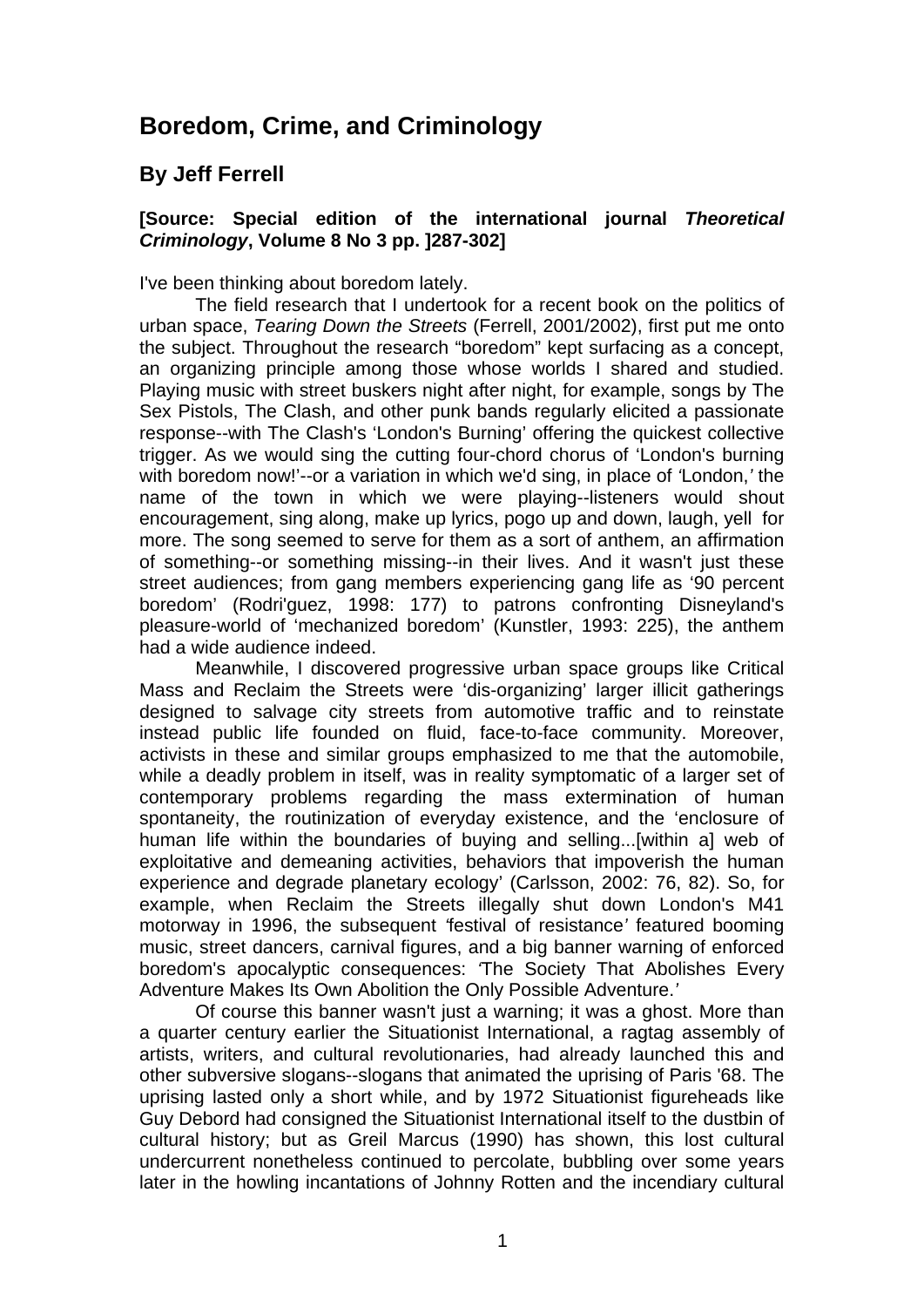# Boredom, Crime, and Criminology

## By Jeff Ferrell

**[Source: Special edition of the international journal *Theoretical Criminology*, Volume 8 No 3 pp. ]287-302]**

I've been thinking about boredom lately.

The field research that I undertook for a recent book on the politics of urban space, *Tearing Down the Streets* (Ferrell, 2001/2002), first put me onto the subject. Throughout the research "boredom" kept surfacing as a concept, an organizing principle among those whose worlds I shared and studied. Playing music with street buskers night after night, for example, songs by The Sex Pistols, The Clash, and other punk bands regularly elicited a passionate response--with The Clash's 'London's Burning' offering the quickest collective trigger. As we would sing the cutting four-chord chorus of 'London's burning with boredom now!'--or a variation in which we'd sing, in place of 'London,' the name of the town in which we were playing--listeners would shout encouragement, sing along, make up lyrics, pogo up and down, laugh, yell for more. The song seemed to serve for them as a sort of anthem, an affirmation of something--or something missing--in their lives. And it wasn't just these street audiences; from gang members experiencing gang life as '90 percent boredom' (Rodri'guez, 1998: 177) to patrons confronting Disneyland's pleasure-world of 'mechanized boredom' (Kunstler, 1993: 225), the anthem had a wide audience indeed.

Meanwhile, I discovered progressive urban space groups like Critical Mass and Reclaim the Streets were 'dis-organizing' larger illicit gatherings designed to salvage city streets from automotive traffic and to reinstate instead public life founded on fluid, face-to-face community. Moreover, activists in these and similar groups emphasized to me that the automobile, while a deadly problem in itself, was in reality symptomatic of a larger set of contemporary problems regarding the mass extermination of human spontaneity, the routinization of everyday existence, and the 'enclosure of human life within the boundaries of buying and selling...[within a] web of exploitative and demeaning activities, behaviors that impoverish the human experience and degrade planetary ecology' (Carlsson, 2002: 76, 82). So, for example, when Reclaim the Streets illegally shut down London's M41 motorway in 1996, the subsequent 'festival of resistance' featured booming music, street dancers, carnival figures, and a big banner warning of enforced boredom's apocalyptic consequences: 'The Society That Abolishes Every Adventure Makes Its Own Abolition the Only Possible Adventure.'

Of course this banner wasn't just a warning; it was a ghost. More than a quarter century earlier the Situationist International, a ragtag assembly of artists, writers, and cultural revolutionaries, had already launched this and other subversive slogans--slogans that animated the uprising of Paris '68. The uprising lasted only a short while, and by 1972 Situationist figureheads like Guy Debord had consigned the Situationist International itself to the dustbin of cultural history; but as Greil Marcus (1990) has shown, this lost cultural undercurrent nonetheless continued to percolate, bubbling over some years later in the howling incantations of Johnny Rotten and the incendiary cultural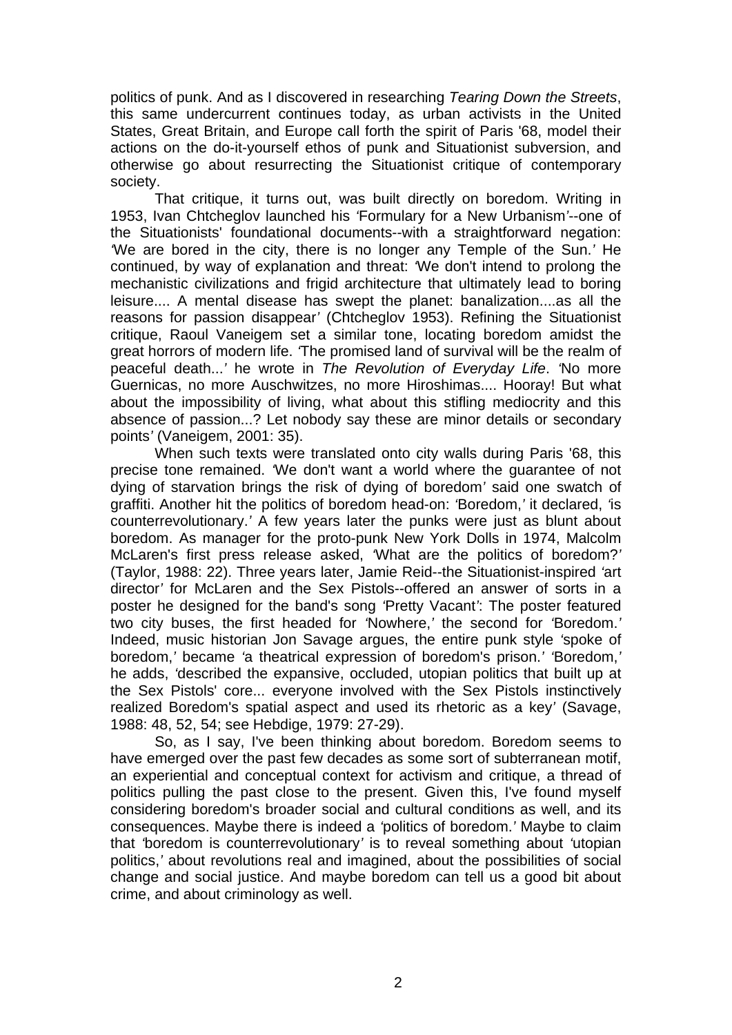politics of punk. And as I discovered in researching *Tearing Down the Streets*, this same undercurrent continues today, as urban activists in the United States, Great Britain, and Europe call forth the spirit of Paris '68, model their actions on the do-it-yourself ethos of punk and Situationist subversion, and otherwise go about resurrecting the Situationist critique of contemporary society.

That critique, it turns out, was built directly on boredom. Writing in 1953, Ivan Chtcheglov launched his 'Formulary for a New Urbanism'--one of the Situationists' foundational documents--with a straightforward negation: 'We are bored in the city, there is no longer any Temple of the Sun.' He continued, by way of explanation and threat: 'We don't intend to prolong the mechanistic civilizations and frigid architecture that ultimately lead to boring leisure.... A mental disease has swept the planet: banalization....as all the reasons for passion disappear' (Chtcheglov 1953). Refining the Situationist critique, Raoul Vaneigem set a similar tone, locating boredom amidst the great horrors of modern life. 'The promised land of survival will be the realm of peaceful death...' he wrote in *The Revolution of Everyday Life*. 'No more Guernicas, no more Auschwitzes, no more Hiroshimas.... Hooray! But what about the impossibility of living, what about this stifling mediocrity and this absence of passion...? Let nobody say these are minor details or secondary points' (Vaneigem, 2001: 35).

When such texts were translated onto city walls during Paris '68, this precise tone remained. 'We don't want a world where the guarantee of not dying of starvation brings the risk of dying of boredom' said one swatch of graffiti. Another hit the politics of boredom head-on: 'Boredom,' it declared, 'is counterrevolutionary.' A few years later the punks were just as blunt about boredom. As manager for the proto-punk New York Dolls in 1974, Malcolm McLaren's first press release asked, 'What are the politics of boredom?' (Taylor, 1988: 22). Three years later, Jamie Reid--the Situationist-inspired 'art director' for McLaren and the Sex Pistols--offered an answer of sorts in a poster he designed for the band's song 'Pretty Vacant': The poster featured two city buses, the first headed for 'Nowhere,' the second for 'Boredom.' Indeed, music historian Jon Savage argues, the entire punk style 'spoke of boredom,' became 'a theatrical expression of boredom's prison.' 'Boredom,' he adds, 'described the expansive, occluded, utopian politics that built up at the Sex Pistols' core... everyone involved with the Sex Pistols instinctively realized Boredom's spatial aspect and used its rhetoric as a key' (Savage, 1988: 48, 52, 54; see Hebdige, 1979: 27-29).

So, as I say, I've been thinking about boredom. Boredom seems to have emerged over the past few decades as some sort of subterranean motif, an experiential and conceptual context for activism and critique, a thread of politics pulling the past close to the present. Given this, I've found myself considering boredom's broader social and cultural conditions as well, and its consequences. Maybe there is indeed a 'politics of boredom.' Maybe to claim that 'boredom is counterrevolutionary' is to reveal something about 'utopian politics,' about revolutions real and imagined, about the possibilities of social change and social justice. And maybe boredom can tell us a good bit about crime, and about criminology as well.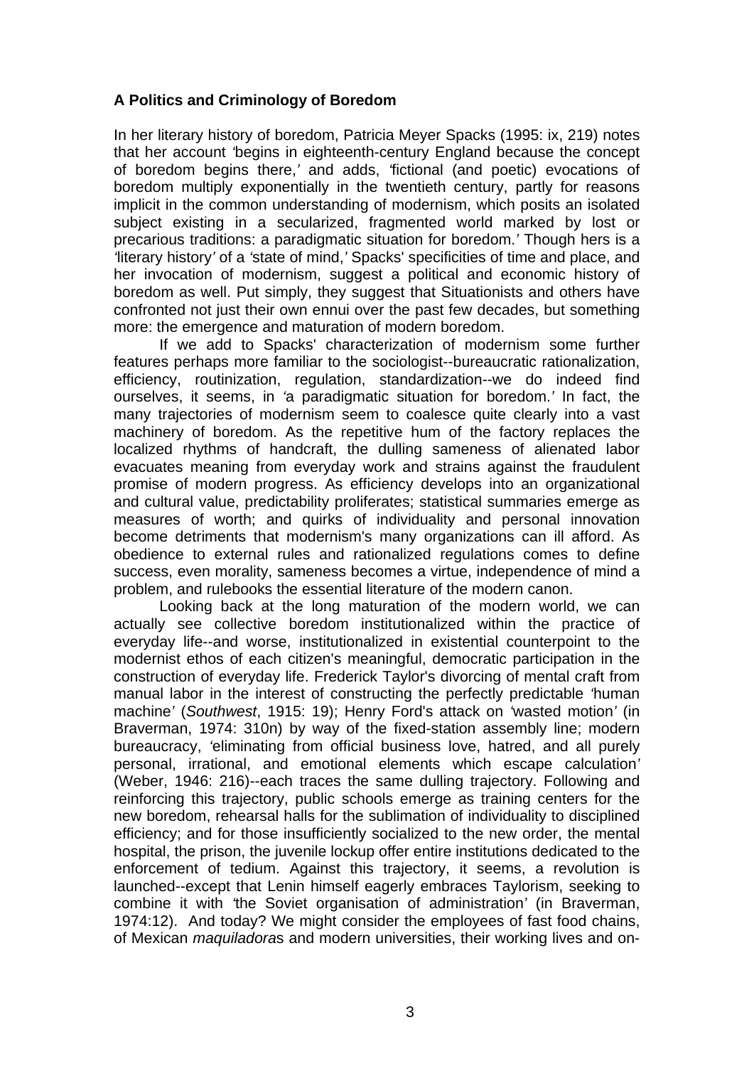**A Politics and Criminology of Boredom**

In her literary history of boredom, Patricia Meyer Spacks (1995: ix, 219) notes that her account 'begins in eighteenth-century England because the concept of boredom begins there,' and adds, 'fictional (and poetic) evocations of boredom multiply exponentially in the twentieth century, partly for reasons implicit in the common understanding of modernism, which posits an isolated subject existing in a secularized, fragmented world marked by lost or precarious traditions: a paradigmatic situation for boredom.' Though hers is a 'literary history' of a 'state of mind,' Spacks' specificities of time and place, and her invocation of modernism, suggest a political and economic history of boredom as well. Put simply, they suggest that Situationists and others have confronted not just their own ennui over the past few decades, but something more: the emergence and maturation of modern boredom.

If we add to Spacks' characterization of modernism some further features perhaps more familiar to the sociologist--bureaucratic rationalization, efficiency, routinization, regulation, standardization--we do indeed find ourselves, it seems, in 'a paradigmatic situation for boredom.' In fact, the many trajectories of modernism seem to coalesce quite clearly into a vast machinery of boredom. As the repetitive hum of the factory replaces the localized rhythms of handcraft, the dulling sameness of alienated labor evacuates meaning from everyday work and strains against the fraudulent promise of modern progress. As efficiency develops into an organizational and cultural value, predictability proliferates; statistical summaries emerge as measures of worth; and quirks of individuality and personal innovation become detriments that modernism's many organizations can ill afford. As obedience to external rules and rationalized regulations comes to define success, even morality, sameness becomes a virtue, independence of mind a problem, and rulebooks the essential literature of the modern canon.

Looking back at the long maturation of the modern world, we can actually see collective boredom institutionalized within the practice of everyday life--and worse, institutionalized in existential counterpoint to the modernist ethos of each citizen's meaningful, democratic participation in the construction of everyday life. Frederick Taylor's divorcing of mental craft from manual labor in the interest of constructing the perfectly predictable 'human machine' (*Southwest*, 1915: 19); Henry Ford's attack on 'wasted motion' (in Braverman, 1974: 310n) by way of the fixed-station assembly line; modern bureaucracy, 'eliminating from official business love, hatred, and all purely personal, irrational, and emotional elements which escape calculation' (Weber, 1946: 216)--each traces the same dulling trajectory. Following and reinforcing this trajectory, public schools emerge as training centers for the new boredom, rehearsal halls for the sublimation of individuality to disciplined efficiency; and for those insufficiently socialized to the new order, the mental hospital, the prison, the juvenile lockup offer entire institutions dedicated to the enforcement of tedium. Against this trajectory, it seems, a revolution is launched--except that Lenin himself eagerly embraces Taylorism, seeking to combine it with 'the Soviet organisation of administration' (in Braverman, 1974:12). And today? We might consider the employees of fast food chains, of Mexican *maquiladoras* and modern universities, their working lives and on-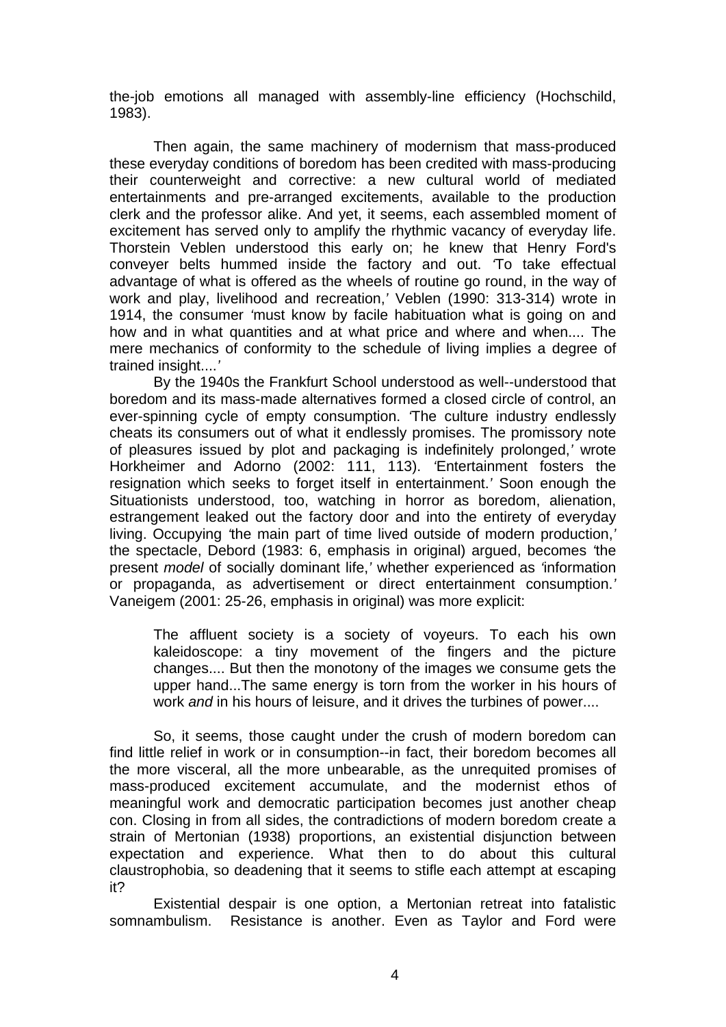the-job emotions all managed with assembly-line efficiency (Hochschild, 1983).

Then again, the same machinery of modernism that mass-produced these everyday conditions of boredom has been credited with mass-producing their counterweight and corrective: a new cultural world of mediated entertainments and pre-arranged excitements, available to the production clerk and the professor alike. And yet, it seems, each assembled moment of excitement has served only to amplify the rhythmic vacancy of everyday life. Thorstein Veblen understood this early on; he knew that Henry Ford's conveyer belts hummed inside the factory and out. 'To take effectual advantage of what is offered as the wheels of routine go round, in the way of work and play, livelihood and recreation,' Veblen (1990: 313-314) wrote in 1914, the consumer 'must know by facile habituation what is going on and how and in what quantities and at what price and where and when.... The mere mechanics of conformity to the schedule of living implies a degree of trained insight....'

By the 1940s the Frankfurt School understood as well--understood that boredom and its mass-made alternatives formed a closed circle of control, an ever-spinning cycle of empty consumption. 'The culture industry endlessly cheats its consumers out of what it endlessly promises. The promissory note of pleasures issued by plot and packaging is indefinitely prolonged,' wrote Horkheimer and Adorno (2002: 111, 113). 'Entertainment fosters the resignation which seeks to forget itself in entertainment.' Soon enough the Situationists understood, too, watching in horror as boredom, alienation, estrangement leaked out the factory door and into the entirety of everyday living. Occupying 'the main part of time lived outside of modern production,' the spectacle, Debord (1983: 6, emphasis in original) argued, becomes 'the present *model* of socially dominant life,' whether experienced as 'information or propaganda, as advertisement or direct entertainment consumption.' Vaneigem (2001: 25-26, emphasis in original) was more explicit:

> The affluent society is a society of voyeurs. To each his own kaleidoscope: a tiny movement of the fingers and the picture changes.... But then the monotony of the images we consume gets the upper hand...The same energy is torn from the worker in his hours of work *and* in his hours of leisure, and it drives the turbines of power....

So, it seems, those caught under the crush of modern boredom can find little relief in work or in consumption--in fact, their boredom becomes all the more visceral, all the more unbearable, as the unrequited promises of mass-produced excitement accumulate, and the modernist ethos of meaningful work and democratic participation becomes just another cheap con. Closing in from all sides, the contradictions of modern boredom create a strain of Mertonian (1938) proportions, an existential disjunction between expectation and experience. What then to do about this cultural claustrophobia, so deadening that it seems to stifle each attempt at escaping it?

Existential despair is one option, a Mertonian retreat into fatalistic somnambulism. Resistance is another. Even as Taylor and Ford were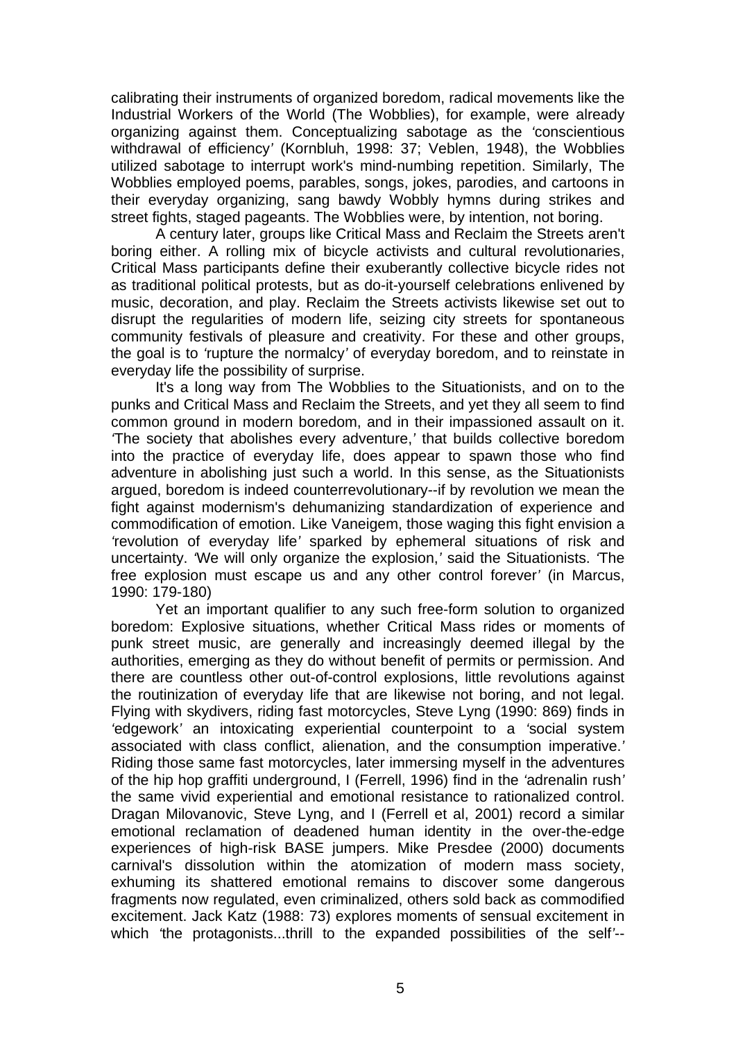calibrating their instruments of organized boredom, radical movements like the Industrial Workers of the World (The Wobblies), for example, were already organizing against them. Conceptualizing sabotage as the 'conscientious withdrawal of efficiency' (Kornbluh, 1998: 37; Veblen, 1948), the Wobblies utilized sabotage to interrupt work's mind-numbing repetition. Similarly, The Wobblies employed poems, parables, songs, jokes, parodies, and cartoons in their everyday organizing, sang bawdy Wobbly hymns during strikes and street fights, staged pageants. The Wobblies were, by intention, not boring.

A century later, groups like Critical Mass and Reclaim the Streets aren't boring either. A rolling mix of bicycle activists and cultural revolutionaries, Critical Mass participants define their exuberantly collective bicycle rides not as traditional political protests, but as do-it-yourself celebrations enlivened by music, decoration, and play. Reclaim the Streets activists likewise set out to disrupt the regularities of modern life, seizing city streets for spontaneous community festivals of pleasure and creativity. For these and other groups, the goal is to 'rupture the normalcy' of everyday boredom, and to reinstate in everyday life the possibility of surprise.

It's a long way from The Wobblies to the Situationists, and on to the punks and Critical Mass and Reclaim the Streets, and yet they all seem to find common ground in modern boredom, and in their impassioned assault on it. 'The society that abolishes every adventure,' that builds collective boredom into the practice of everyday life, does appear to spawn those who find adventure in abolishing just such a world. In this sense, as the Situationists argued, boredom is indeed counterrevolutionary--if by revolution we mean the fight against modernism's dehumanizing standardization of experience and commodification of emotion. Like Vaneigem, those waging this fight envision a 'revolution of everyday life' sparked by ephemeral situations of risk and uncertainty. 'We will only organize the explosion,' said the Situationists. 'The free explosion must escape us and any other control forever' (in Marcus, 1990: 179-180)

Yet an important qualifier to any such free-form solution to organized boredom: Explosive situations, whether Critical Mass rides or moments of punk street music, are generally and increasingly deemed illegal by the authorities, emerging as they do without benefit of permits or permission. And there are countless other out-of-control explosions, little revolutions against the routinization of everyday life that are likewise not boring, and not legal. Flying with skydivers, riding fast motorcycles, Steve Lyng (1990: 869) finds in 'edgework' an intoxicating experiential counterpoint to a 'social system associated with class conflict, alienation, and the consumption imperative.' Riding those same fast motorcycles, later immersing myself in the adventures of the hip hop graffiti underground, I (Ferrell, 1996) find in the 'adrenalin rush' the same vivid experiential and emotional resistance to rationalized control. Dragan Milovanovic, Steve Lyng, and I (Ferrell et al, 2001) record a similar emotional reclamation of deadened human identity in the over-the-edge experiences of high-risk BASE jumpers. Mike Presdee (2000) documents carnival's dissolution within the atomization of modern mass society, exhuming its shattered emotional remains to discover some dangerous fragments now regulated, even criminalized, others sold back as commodified excitement. Jack Katz (1988: 73) explores moments of sensual excitement in which 'the protagonists...thrill to the expanded possibilities of the self'--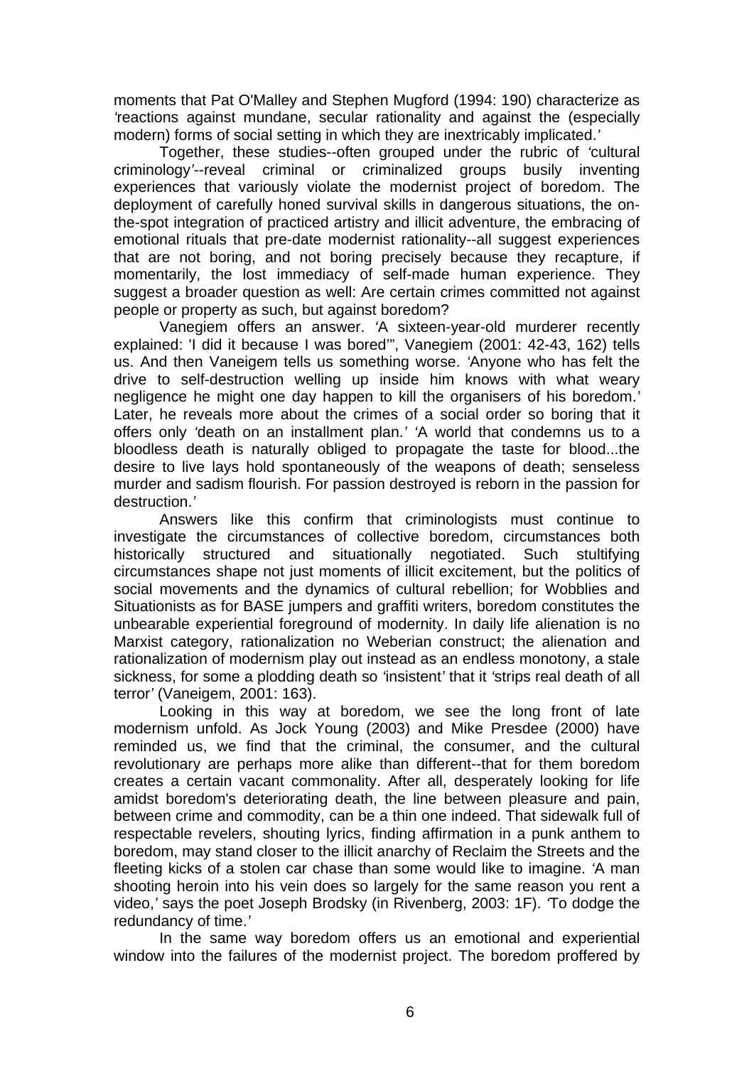moments that Pat O'Malley and Stephen Mugford (1994: 190) characterize as 'reactions against mundane, secular rationality and against the (especially modern) forms of social setting in which they are inextricably implicated.'

Together, these studies--often grouped under the rubric of 'cultural criminology'--reveal criminal or criminalized groups busily inventing experiences that variously violate the modernist project of boredom. The deployment of carefully honed survival skills in dangerous situations, the on-the-spot integration of practiced artistry and illicit adventure, the embracing of emotional rituals that pre-date modernist rationality--all suggest experiences that are not boring, and not boring precisely because they recapture, if momentarily, the lost immediacy of self-made human experience. They suggest a broader question as well: Are certain crimes committed not against people or property as such, but against boredom?

Vanegiem offers an answer. 'A sixteen-year-old murderer recently explained: 'I did it because I was bored'", Vanegiem (2001: 42-43, 162) tells us. And then Vaneigem tells us something worse. 'Anyone who has felt the drive to self-destruction welling up inside him knows with what weary negligence he might one day happen to kill the organisers of his boredom.' Later, he reveals more about the crimes of a social order so boring that it offers only 'death on an installment plan.' 'A world that condemns us to a bloodless death is naturally obliged to propagate the taste for blood...the desire to live lays hold spontaneously of the weapons of death; senseless murder and sadism flourish. For passion destroyed is reborn in the passion for destruction.'

Answers like this confirm that criminologists must continue to investigate the circumstances of collective boredom, circumstances both historically structured and situationally negotiated. Such stultifying circumstances shape not just moments of illicit excitement, but the politics of social movements and the dynamics of cultural rebellion; for Wobblies and Situationists as for BASE jumpers and graffiti writers, boredom constitutes the unbearable experiential foreground of modernity. In daily life alienation is no Marxist category, rationalization no Weberian construct; the alienation and rationalization of modernism play out instead as an endless monotony, a stale sickness, for some a plodding death so 'insistent' that it 'strips real death of all terror' (Vaneigem, 2001: 163).

Looking in this way at boredom, we see the long front of late modernism unfold. As Jock Young (2003) and Mike Presdee (2000) have reminded us, we find that the criminal, the consumer, and the cultural revolutionary are perhaps more alike than different--that for them boredom creates a certain vacant commonality. After all, desperately looking for life amidst boredom's deteriorating death, the line between pleasure and pain, between crime and commodity, can be a thin one indeed. That sidewalk full of respectable revelers, shouting lyrics, finding affirmation in a punk anthem to boredom, may stand closer to the illicit anarchy of Reclaim the Streets and the fleeting kicks of a stolen car chase than some would like to imagine. 'A man shooting heroin into his vein does so largely for the same reason you rent a video,' says the poet Joseph Brodsky (in Rivenberg, 2003: 1F). 'To dodge the redundancy of time.'

In the same way boredom offers us an emotional and experiential window into the failures of the modernist project. The boredom proffered by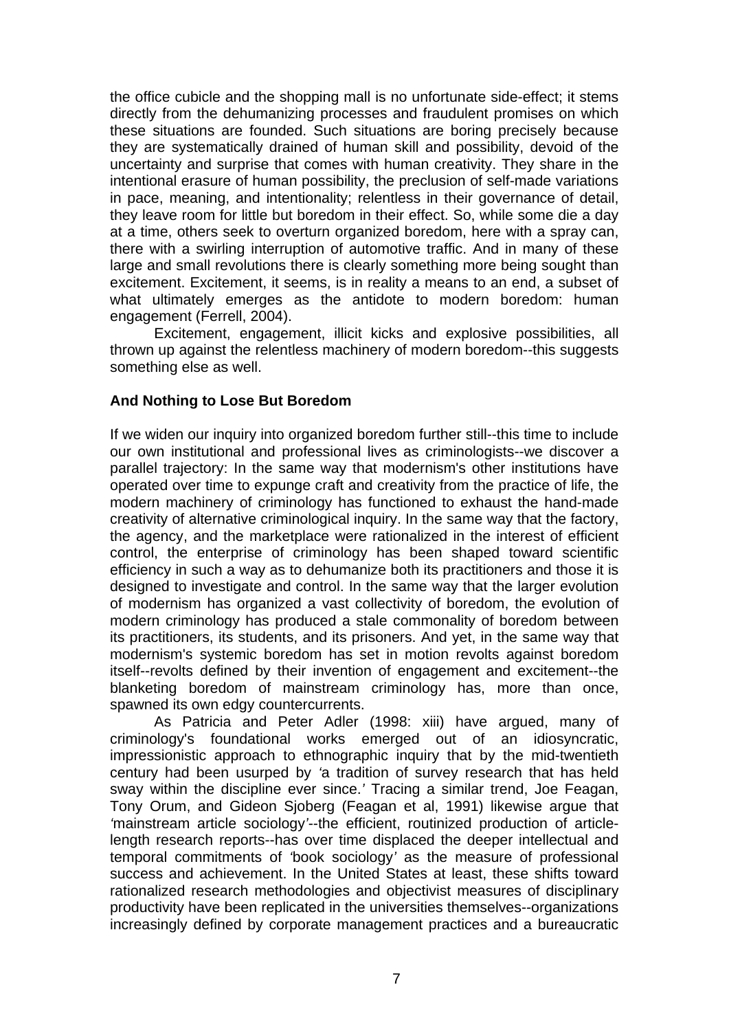the office cubicle and the shopping mall is no unfortunate side-effect; it stems directly from the dehumanizing processes and fraudulent promises on which these situations are founded. Such situations are boring precisely because they are systematically drained of human skill and possibility, devoid of the uncertainty and surprise that comes with human creativity. They share in the intentional erasure of human possibility, the preclusion of self-made variations in pace, meaning, and intentionality; relentless in their governance of detail, they leave room for little but boredom in their effect. So, while some die a day at a time, others seek to overturn organized boredom, here with a spray can, there with a swirling interruption of automotive traffic. And in many of these large and small revolutions there is clearly something more being sought than excitement. Excitement, it seems, is in reality a means to an end, a subset of what ultimately emerges as the antidote to modern boredom: human engagement (Ferrell, 2004).

Excitement, engagement, illicit kicks and explosive possibilities, all thrown up against the relentless machinery of modern boredom--this suggests something else as well.

**And Nothing to Lose But Boredom**

If we widen our inquiry into organized boredom further still--this time to include our own institutional and professional lives as criminologists--we discover a parallel trajectory: In the same way that modernism's other institutions have operated over time to expunge craft and creativity from the practice of life, the modern machinery of criminology has functioned to exhaust the hand-made creativity of alternative criminological inquiry. In the same way that the factory, the agency, and the marketplace were rationalized in the interest of efficient control, the enterprise of criminology has been shaped toward scientific efficiency in such a way as to dehumanize both its practitioners and those it is designed to investigate and control. In the same way that the larger evolution of modernism has organized a vast collectivity of boredom, the evolution of modern criminology has produced a stale commonality of boredom between its practitioners, its students, and its prisoners. And yet, in the same way that modernism's systemic boredom has set in motion revolts against boredom itself--revolts defined by their invention of engagement and excitement--the blanketing boredom of mainstream criminology has, more than once, spawned its own edgy countercurrents.

As Patricia and Peter Adler (1998: xiii) have argued, many of criminology's foundational works emerged out of an idiosyncratic, impressionistic approach to ethnographic inquiry that by the mid-twentieth century had been usurped by 'a tradition of survey research that has held sway within the discipline ever since.' Tracing a similar trend, Joe Feagan, Tony Orum, and Gideon Sjoberg (Feagan et al, 1991) likewise argue that 'mainstream article sociology'--the efficient, routinized production of article-length research reports--has over time displaced the deeper intellectual and temporal commitments of 'book sociology' as the measure of professional success and achievement. In the United States at least, these shifts toward rationalized research methodologies and objectivist measures of disciplinary productivity have been replicated in the universities themselves--organizations increasingly defined by corporate management practices and a bureaucratic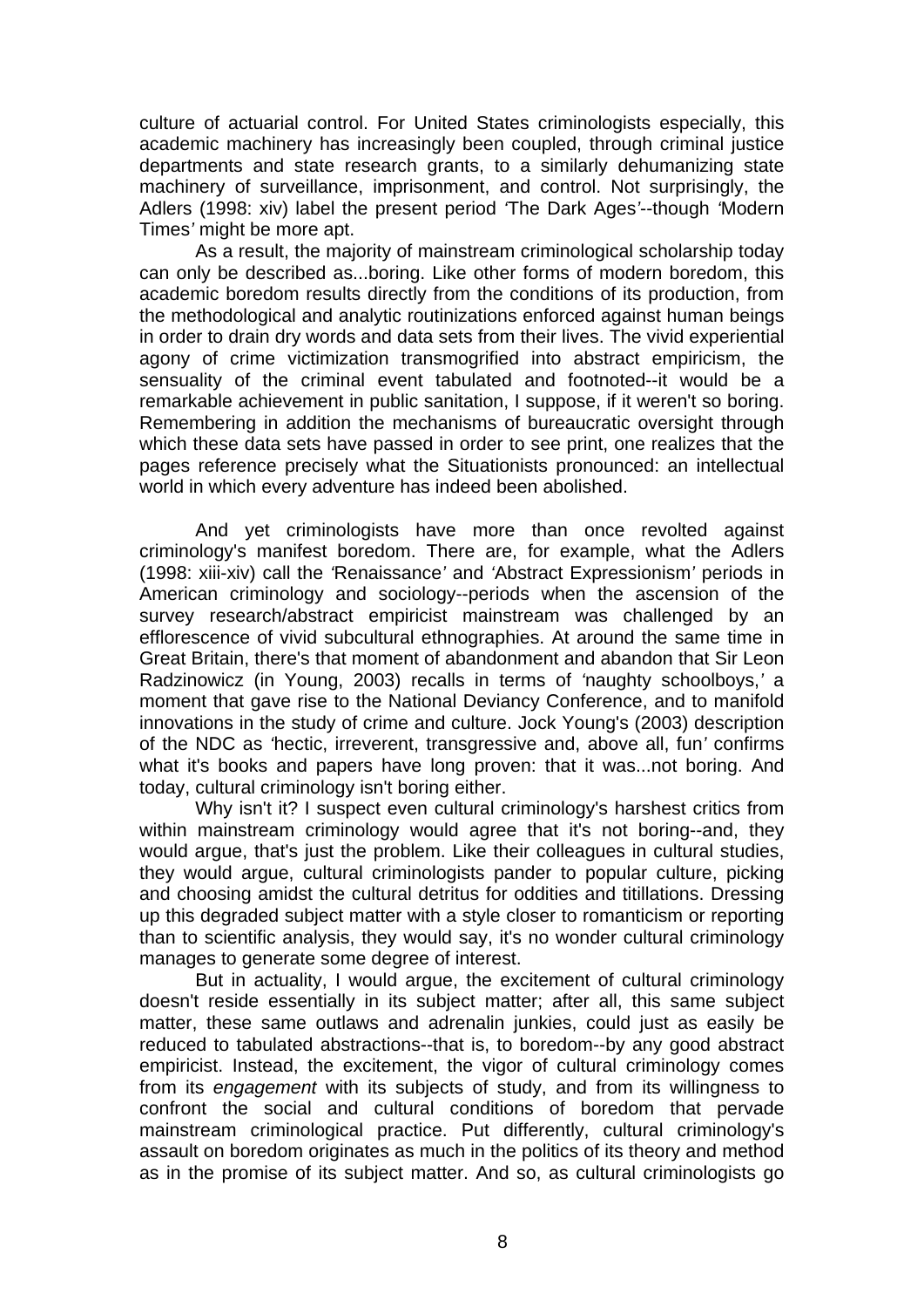culture of actuarial control. For United States criminologists especially, this academic machinery has increasingly been coupled, through criminal justice departments and state research grants, to a similarly dehumanizing state machinery of surveillance, imprisonment, and control. Not surprisingly, the Adlers (1998: xiv) label the present period *'*The Dark Ages*'*--though *'*Modern Times*'* might be more apt.

As a result, the majority of mainstream criminological scholarship today can only be described as...boring. Like other forms of modern boredom, this academic boredom results directly from the conditions of its production, from the methodological and analytic routinizations enforced against human beings in order to drain dry words and data sets from their lives. The vivid experiential agony of crime victimization transmogrified into abstract empiricism, the sensuality of the criminal event tabulated and footnoted--it would be a remarkable achievement in public sanitation, I suppose, if it weren't so boring. Remembering in addition the mechanisms of bureaucratic oversight through which these data sets have passed in order to see print, one realizes that the pages reference precisely what the Situationists pronounced: an intellectual world in which every adventure has indeed been abolished.

And yet criminologists have more than once revolted against criminology's manifest boredom. There are, for example, what the Adlers (1998: xiii-xiv) call the *'*Renaissance*'* and *'*Abstract Expressionism*'* periods in American criminology and sociology--periods when the ascension of the survey research/abstract empiricist mainstream was challenged by an efflorescence of vivid subcultural ethnographies. At around the same time in Great Britain, there's that moment of abandonment and abandon that Sir Leon Radzinowicz (in Young, 2003) recalls in terms of *'*naughty schoolboys,*'* a moment that gave rise to the National Deviancy Conference, and to manifold innovations in the study of crime and culture. Jock Young's (2003) description of the NDC as *'*hectic, irreverent, transgressive and, above all, fun*'* confirms what it's books and papers have long proven: that it was...not boring. And today, cultural criminology isn't boring either.

Why isn't it? I suspect even cultural criminology's harshest critics from within mainstream criminology would agree that it's not boring--and, they would argue, that's just the problem. Like their colleagues in cultural studies, they would argue, cultural criminologists pander to popular culture, picking and choosing amidst the cultural detritus for oddities and titillations. Dressing up this degraded subject matter with a style closer to romanticism or reporting than to scientific analysis, they would say, it's no wonder cultural criminology manages to generate some degree of interest.

But in actuality, I would argue, the excitement of cultural criminology doesn't reside essentially in its subject matter; after all, this same subject matter, these same outlaws and adrenalin junkies, could just as easily be reduced to tabulated abstractions--that is, to boredom--by any good abstract empiricist. Instead, the excitement, the vigor of cultural criminology comes from its *engagement* with its subjects of study, and from its willingness to confront the social and cultural conditions of boredom that pervade mainstream criminological practice. Put differently, cultural criminology's assault on boredom originates as much in the politics of its theory and method as in the promise of its subject matter. And so, as cultural criminologists go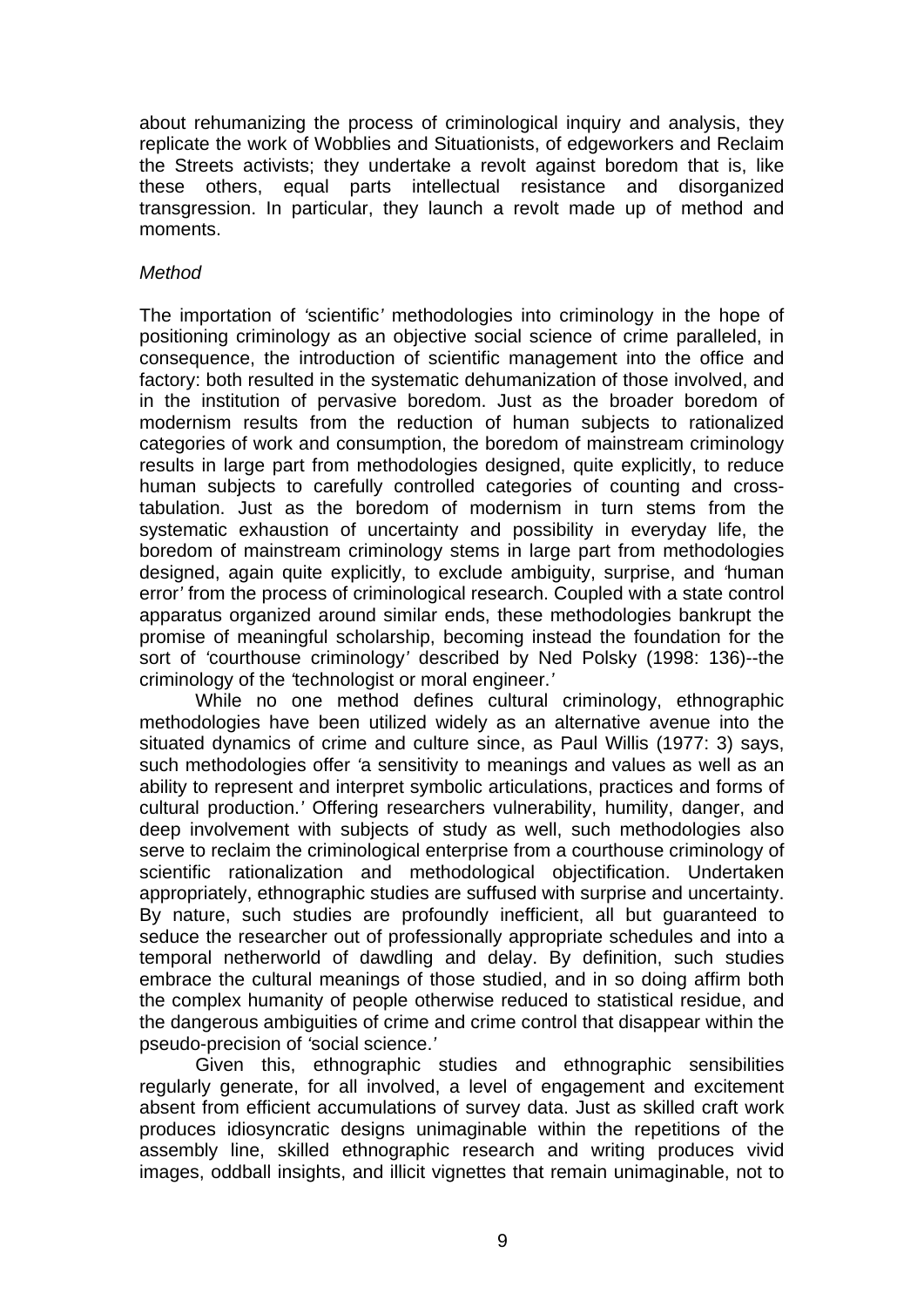about rehumanizing the process of criminological inquiry and analysis, they replicate the work of Wobblies and Situationists, of edgeworkers and Reclaim the Streets activists; they undertake a revolt against boredom that is, like these others, equal parts intellectual resistance and disorganized transgression. In particular, they launch a revolt made up of method and moments.

*Method*

The importation of 'scientific' methodologies into criminology in the hope of positioning criminology as an objective social science of crime paralleled, in consequence, the introduction of scientific management into the office and factory: both resulted in the systematic dehumanization of those involved, and in the institution of pervasive boredom. Just as the broader boredom of modernism results from the reduction of human subjects to rationalized categories of work and consumption, the boredom of mainstream criminology results in large part from methodologies designed, quite explicitly, to reduce human subjects to carefully controlled categories of counting and cross-tabulation. Just as the boredom of modernism in turn stems from the systematic exhaustion of uncertainty and possibility in everyday life, the boredom of mainstream criminology stems in large part from methodologies designed, again quite explicitly, to exclude ambiguity, surprise, and 'human error' from the process of criminological research. Coupled with a state control apparatus organized around similar ends, these methodologies bankrupt the promise of meaningful scholarship, becoming instead the foundation for the sort of 'courthouse criminology' described by Ned Polsky (1998: 136)--the criminology of the 'technologist or moral engineer.'

While no one method defines cultural criminology, ethnographic methodologies have been utilized widely as an alternative avenue into the situated dynamics of crime and culture since, as Paul Willis (1977: 3) says, such methodologies offer 'a sensitivity to meanings and values as well as an ability to represent and interpret symbolic articulations, practices and forms of cultural production.' Offering researchers vulnerability, humility, danger, and deep involvement with subjects of study as well, such methodologies also serve to reclaim the criminological enterprise from a courthouse criminology of scientific rationalization and methodological objectification. Undertaken appropriately, ethnographic studies are suffused with surprise and uncertainty. By nature, such studies are profoundly inefficient, all but guaranteed to seduce the researcher out of professionally appropriate schedules and into a temporal netherworld of dawdling and delay. By definition, such studies embrace the cultural meanings of those studied, and in so doing affirm both the complex humanity of people otherwise reduced to statistical residue, and the dangerous ambiguities of crime and crime control that disappear within the pseudo-precision of 'social science.'

Given this, ethnographic studies and ethnographic sensibilities regularly generate, for all involved, a level of engagement and excitement absent from efficient accumulations of survey data. Just as skilled craft work produces idiosyncratic designs unimaginable within the repetitions of the assembly line, skilled ethnographic research and writing produces vivid images, oddball insights, and illicit vignettes that remain unimaginable, not to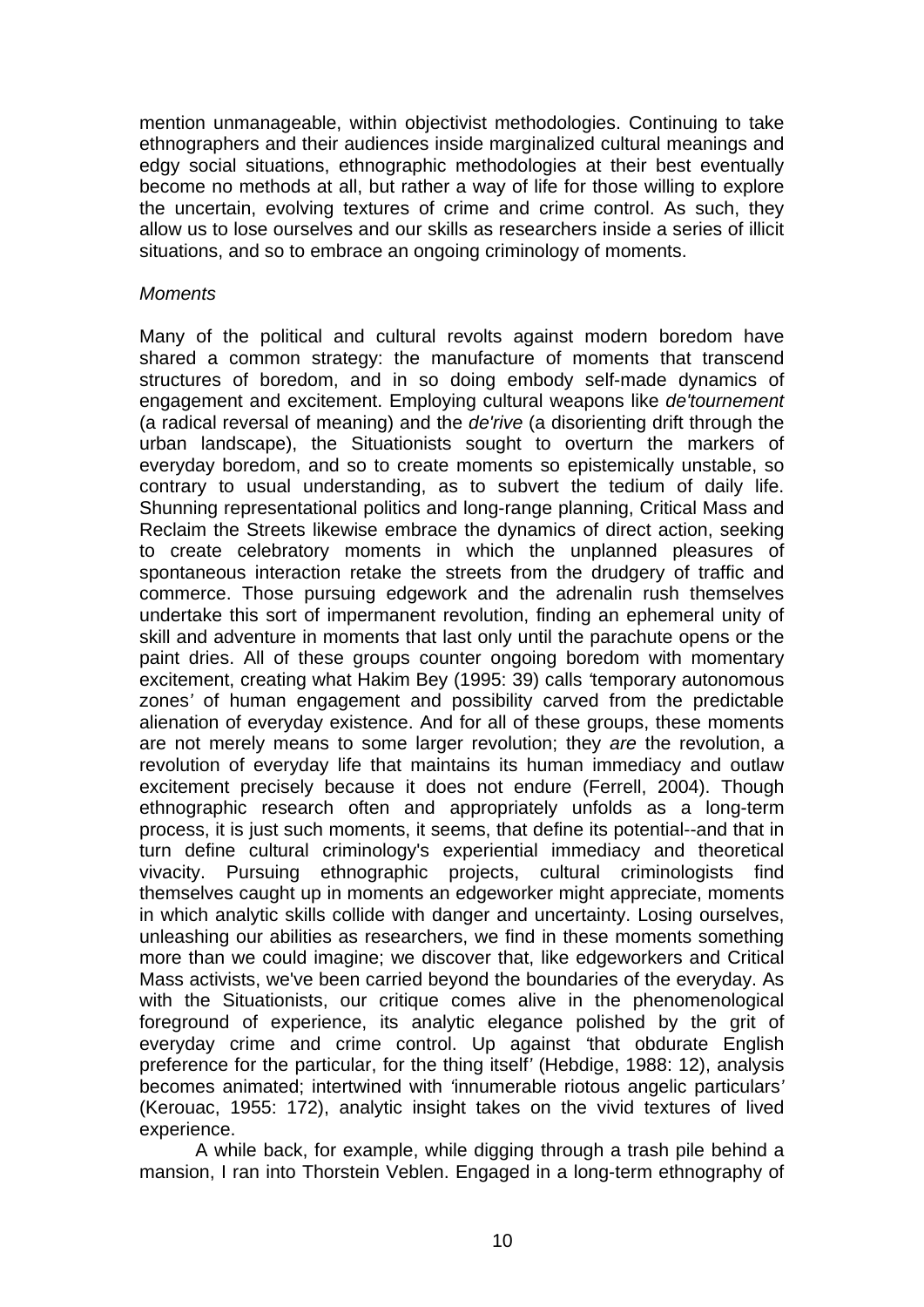mention unmanageable, within objectivist methodologies. Continuing to take ethnographers and their audiences inside marginalized cultural meanings and edgy social situations, ethnographic methodologies at their best eventually become no methods at all, but rather a way of life for those willing to explore the uncertain, evolving textures of crime and crime control. As such, they allow us to lose ourselves and our skills as researchers inside a series of illicit situations, and so to embrace an ongoing criminology of moments.

*Moments*

Many of the political and cultural revolts against modern boredom have shared a common strategy: the manufacture of moments that transcend structures of boredom, and in so doing embody self-made dynamics of engagement and excitement. Employing cultural weapons like *de'tournement* (a radical reversal of meaning) and the *de'rive* (a disorienting drift through the urban landscape), the Situationists sought to overturn the markers of everyday boredom, and so to create moments so epistemically unstable, so contrary to usual understanding, as to subvert the tedium of daily life. Shunning representational politics and long-range planning, Critical Mass and Reclaim the Streets likewise embrace the dynamics of direct action, seeking to create celebratory moments in which the unplanned pleasures of spontaneous interaction retake the streets from the drudgery of traffic and commerce. Those pursuing edgework and the adrenalin rush themselves undertake this sort of impermanent revolution, finding an ephemeral unity of skill and adventure in moments that last only until the parachute opens or the paint dries. All of these groups counter ongoing boredom with momentary excitement, creating what Hakim Bey (1995: 39) calls 'temporary autonomous zones' of human engagement and possibility carved from the predictable alienation of everyday existence. And for all of these groups, these moments are not merely means to some larger revolution; they *are* the revolution, a revolution of everyday life that maintains its human immediacy and outlaw excitement precisely because it does not endure (Ferrell, 2004). Though ethnographic research often and appropriately unfolds as a long-term process, it is just such moments, it seems, that define its potential--and that in turn define cultural criminology's experiential immediacy and theoretical vivacity. Pursuing ethnographic projects, cultural criminologists find themselves caught up in moments an edgeworker might appreciate, moments in which analytic skills collide with danger and uncertainty. Losing ourselves, unleashing our abilities as researchers, we find in these moments something more than we could imagine; we discover that, like edgeworkers and Critical Mass activists, we've been carried beyond the boundaries of the everyday. As with the Situationists, our critique comes alive in the phenomenological foreground of experience, its analytic elegance polished by the grit of everyday crime and crime control. Up against 'that obdurate English preference for the particular, for the thing itself' (Hebdige, 1988: 12), analysis becomes animated; intertwined with 'innumerable riotous angelic particulars' (Kerouac, 1955: 172), analytic insight takes on the vivid textures of lived experience.

A while back, for example, while digging through a trash pile behind a mansion, I ran into Thorstein Veblen. Engaged in a long-term ethnography of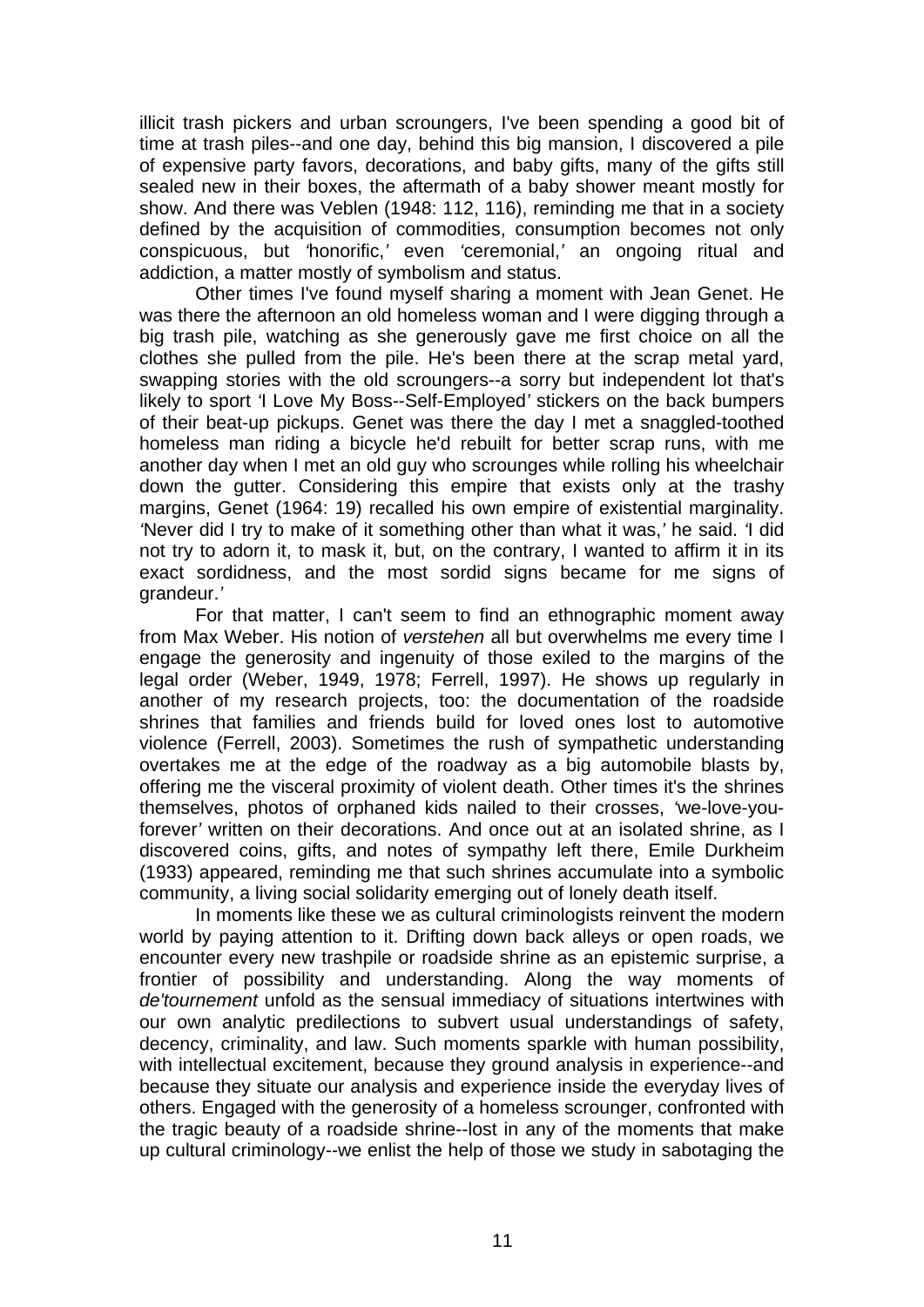illicit trash pickers and urban scroungers, I've been spending a good bit of time at trash piles--and one day, behind this big mansion, I discovered a pile of expensive party favors, decorations, and baby gifts, many of the gifts still sealed new in their boxes, the aftermath of a baby shower meant mostly for show. And there was Veblen (1948: 112, 116), reminding me that in a society defined by the acquisition of commodities, consumption becomes not only conspicuous, but 'honorific,' even 'ceremonial,' an ongoing ritual and addiction, a matter mostly of symbolism and status.

Other times I've found myself sharing a moment with Jean Genet. He was there the afternoon an old homeless woman and I were digging through a big trash pile, watching as she generously gave me first choice on all the clothes she pulled from the pile. He's been there at the scrap metal yard, swapping stories with the old scroungers--a sorry but independent lot that's likely to sport 'I Love My Boss--Self-Employed' stickers on the back bumpers of their beat-up pickups. Genet was there the day I met a snaggled-toothed homeless man riding a bicycle he'd rebuilt for better scrap runs, with me another day when I met an old guy who scrounges while rolling his wheelchair down the gutter. Considering this empire that exists only at the trashy margins, Genet (1964: 19) recalled his own empire of existential marginality. 'Never did I try to make of it something other than what it was,' he said. 'I did not try to adorn it, to mask it, but, on the contrary, I wanted to affirm it in its exact sordidness, and the most sordid signs became for me signs of grandeur.'

For that matter, I can't seem to find an ethnographic moment away from Max Weber. His notion of *verstehen* all but overwhelms me every time I engage the generosity and ingenuity of those exiled to the margins of the legal order (Weber, 1949, 1978; Ferrell, 1997). He shows up regularly in another of my research projects, too: the documentation of the roadside shrines that families and friends build for loved ones lost to automotive violence (Ferrell, 2003). Sometimes the rush of sympathetic understanding overtakes me at the edge of the roadway as a big automobile blasts by, offering me the visceral proximity of violent death. Other times it's the shrines themselves, photos of orphaned kids nailed to their crosses, 'we-love-you-forever' written on their decorations. And once out at an isolated shrine, as I discovered coins, gifts, and notes of sympathy left there, Emile Durkheim (1933) appeared, reminding me that such shrines accumulate into a symbolic community, a living social solidarity emerging out of lonely death itself.

In moments like these we as cultural criminologists reinvent the modern world by paying attention to it. Drifting down back alleys or open roads, we encounter every new trashpile or roadside shrine as an epistemic surprise, a frontier of possibility and understanding. Along the way moments of *de'tournement* unfold as the sensual immediacy of situations intertwines with our own analytic predilections to subvert usual understandings of safety, decency, criminality, and law. Such moments sparkle with human possibility, with intellectual excitement, because they ground analysis in experience--and because they situate our analysis and experience inside the everyday lives of others. Engaged with the generosity of a homeless scrounger, confronted with the tragic beauty of a roadside shrine--lost in any of the moments that make up cultural criminology--we enlist the help of those we study in sabotaging the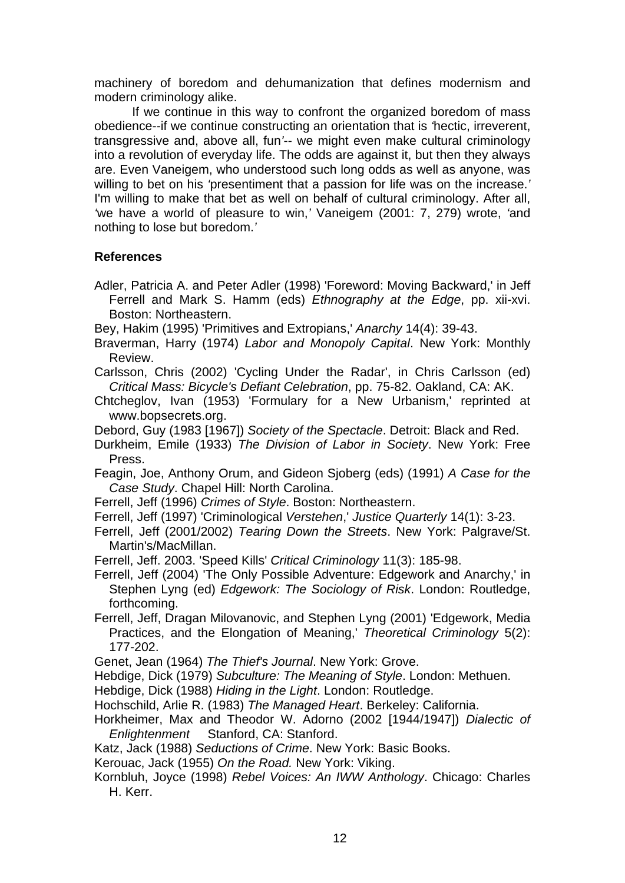machinery of boredom and dehumanization that defines modernism and modern criminology alike.

If we continue in this way to confront the organized boredom of mass obedience--if we continue constructing an orientation that is 'hectic, irreverent, transgressive and, above all, fun'-- we might even make cultural criminology into a revolution of everyday life. The odds are against it, but then they always are. Even Vaneigem, who understood such long odds as well as anyone, was willing to bet on his 'presentiment that a passion for life was on the increase.' I'm willing to make that bet as well on behalf of cultural criminology. After all, 'we have a world of pleasure to win,' Vaneigem (2001: 7, 279) wrote, 'and nothing to lose but boredom.'

**References**

Adler, Patricia A. and Peter Adler (1998) 'Foreword: Moving Backward,' in Jeff Ferrell and Mark S. Hamm (eds) *Ethnography at the Edge*, pp. xii-xvi. Boston: Northeastern.

Bey, Hakim (1995) 'Primitives and Extropians,' *Anarchy* 14(4): 39-43.

Braverman, Harry (1974) *Labor and Monopoly Capital*. New York: Monthly Review.

Carlsson, Chris (2002) 'Cycling Under the Radar', in Chris Carlsson (ed) *Critical Mass: Bicycle's Defiant Celebration*, pp. 75-82. Oakland, CA: AK.

Chtcheglov, Ivan (1953) 'Formulary for a New Urbanism,' reprinted at www.bopsecrets.org.

Debord, Guy (1983 [1967]) *Society of the Spectacle*. Detroit: Black and Red.

Durkheim, Emile (1933) *The Division of Labor in Society*. New York: Free Press.

Feagin, Joe, Anthony Orum, and Gideon Sjoberg (eds) (1991) *A Case for the Case Study*. Chapel Hill: North Carolina.

Ferrell, Jeff (1996) *Crimes of Style*. Boston: Northeastern.

Ferrell, Jeff (1997) 'Criminological *Verstehen*,' *Justice Quarterly* 14(1): 3-23.

Ferrell, Jeff (2001/2002) *Tearing Down the Streets*. New York: Palgrave/St. Martin's/MacMillan.

Ferrell, Jeff. 2003. 'Speed Kills' *Critical Criminology* 11(3): 185-98.

Ferrell, Jeff (2004) 'The Only Possible Adventure: Edgework and Anarchy,' in Stephen Lyng (ed) *Edgework: The Sociology of Risk*. London: Routledge, forthcoming.

Ferrell, Jeff, Dragan Milovanovic, and Stephen Lyng (2001) 'Edgework, Media Practices, and the Elongation of Meaning,' *Theoretical Criminology* 5(2): 177-202.

Genet, Jean (1964) *The Thief's Journal*. New York: Grove.

Hebdige, Dick (1979) *Subculture: The Meaning of Style*. London: Methuen.

Hebdige, Dick (1988) *Hiding in the Light*. London: Routledge.

Hochschild, Arlie R. (1983) *The Managed Heart*. Berkeley: California.

Horkheimer, Max and Theodor W. Adorno (2002 [1944/1947]) *Dialectic of Enlightenment* Stanford, CA: Stanford.

Katz, Jack (1988) *Seductions of Crime*. New York: Basic Books.

Kerouac, Jack (1955) *On the Road.* New York: Viking.

Kornbluh, Joyce (1998) *Rebel Voices: An IWW Anthology*. Chicago: Charles H. Kerr.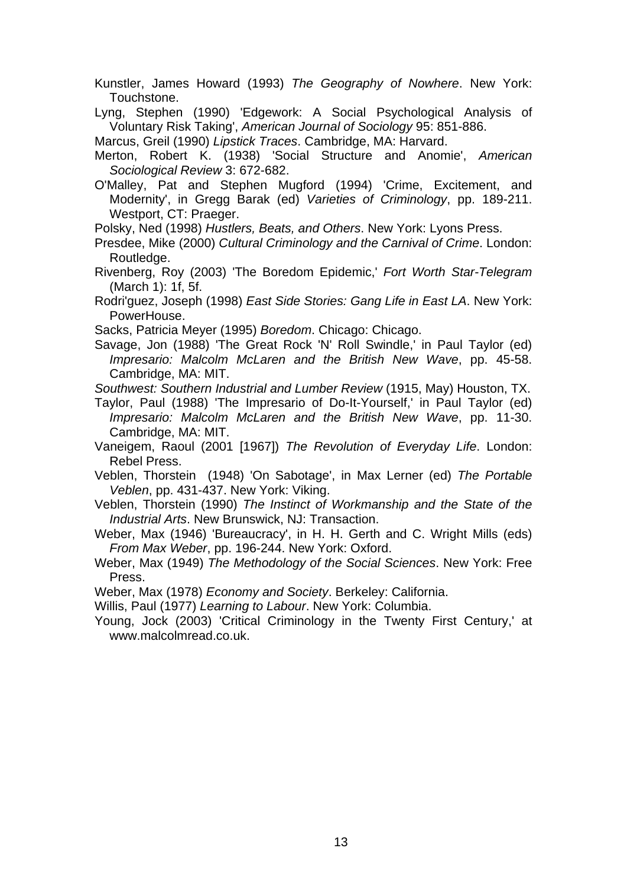Kunstler, James Howard (1993) *The Geography of Nowhere*. New York: Touchstone.

Lyng, Stephen (1990) 'Edgework: A Social Psychological Analysis of Voluntary Risk Taking', *American Journal of Sociology* 95: 851-886.

Marcus, Greil (1990) *Lipstick Traces*. Cambridge, MA: Harvard.

Merton, Robert K. (1938) 'Social Structure and Anomie', *American Sociological Review* 3: 672-682.

O'Malley, Pat and Stephen Mugford (1994) 'Crime, Excitement, and Modernity', in Gregg Barak (ed) *Varieties of Criminology*, pp. 189-211. Westport, CT: Praeger.

Polsky, Ned (1998) *Hustlers, Beats, and Others*. New York: Lyons Press.

Presdee, Mike (2000) *Cultural Criminology and the Carnival of Crime*. London: Routledge.

Rivenberg, Roy (2003) 'The Boredom Epidemic,' *Fort Worth Star-Telegram* (March 1): 1f, 5f.

Rodri'guez, Joseph (1998) *East Side Stories: Gang Life in East LA*. New York: PowerHouse.

Sacks, Patricia Meyer (1995) *Boredom*. Chicago: Chicago.

Savage, Jon (1988) 'The Great Rock 'N' Roll Swindle,' in Paul Taylor (ed) *Impresario: Malcolm McLaren and the British New Wave*, pp. 45-58. Cambridge, MA: MIT.

*Southwest: Southern Industrial and Lumber Review* (1915, May) Houston, TX.

Taylor, Paul (1988) 'The Impresario of Do-It-Yourself,' in Paul Taylor (ed) *Impresario: Malcolm McLaren and the British New Wave*, pp. 11-30. Cambridge, MA: MIT.

Vaneigem, Raoul (2001 [1967]) *The Revolution of Everyday Life*. London: Rebel Press.

Veblen, Thorstein (1948) 'On Sabotage', in Max Lerner (ed) *The Portable Veblen*, pp. 431-437. New York: Viking.

Veblen, Thorstein (1990) *The Instinct of Workmanship and the State of the Industrial Arts*. New Brunswick, NJ: Transaction.

Weber, Max (1946) 'Bureaucracy', in H. H. Gerth and C. Wright Mills (eds) *From Max Weber*, pp. 196-244. New York: Oxford.

Weber, Max (1949) *The Methodology of the Social Sciences*. New York: Free Press.

Weber, Max (1978) *Economy and Society*. Berkeley: California.

Willis, Paul (1977) *Learning to Labour*. New York: Columbia.

Young, Jock (2003) 'Critical Criminology in the Twenty First Century,' at www.malcolmread.co.uk.